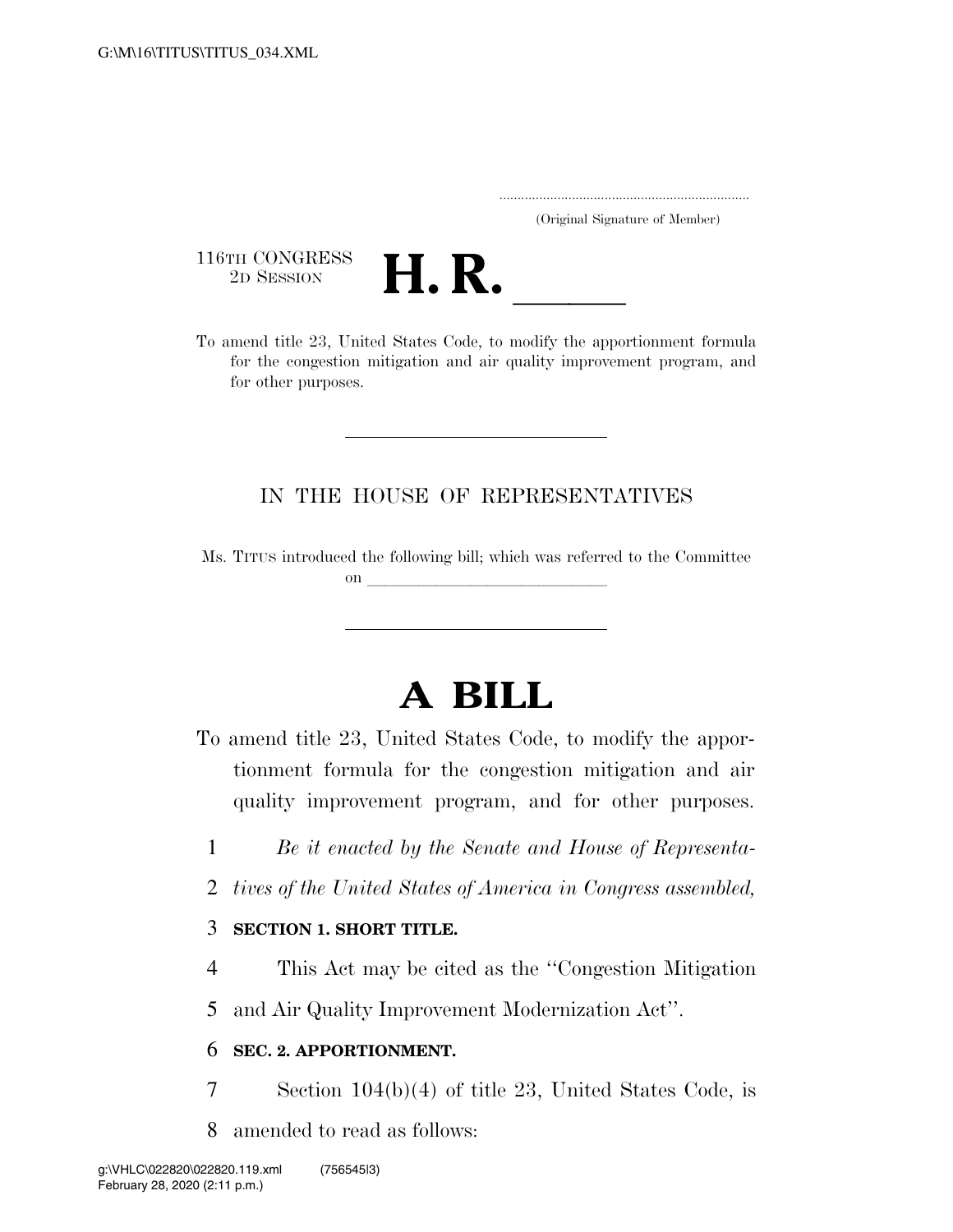(Original Signature of Member)

116TH CONGRESS
2D SESSION

# H. R. \_\_\_\_\_

To amend title 23, United States Code, to modify the apportionment formula for the congestion mitigation and air quality improvement program, and for other purposes.

---

IN THE HOUSE OF REPRESENTATIVES

Ms. TITUS introduced the following bill; which was referred to the Committee on \_\_\_\_\_\_\_\_\_\_\_\_\_\_\_\_\_\_\_\_\_\_\_\_\_\_\_\_

---

# A BILL

To amend title 23, United States Code, to modify the apportionment formula for the congestion mitigation and air quality improvement program, and for other purposes.

1 *Be it enacted by the Senate and House of Representa-*
2 *tives of the United States of America in Congress assembled,*

3 **SECTION 1. SHORT TITLE.**

4 This Act may be cited as the ''Congestion Mitigation
5 and Air Quality Improvement Modernization Act''.

6 **SEC. 2. APPORTIONMENT.**

7 Section 104(b)(4) of title 23, United States Code, is
8 amended to read as follows: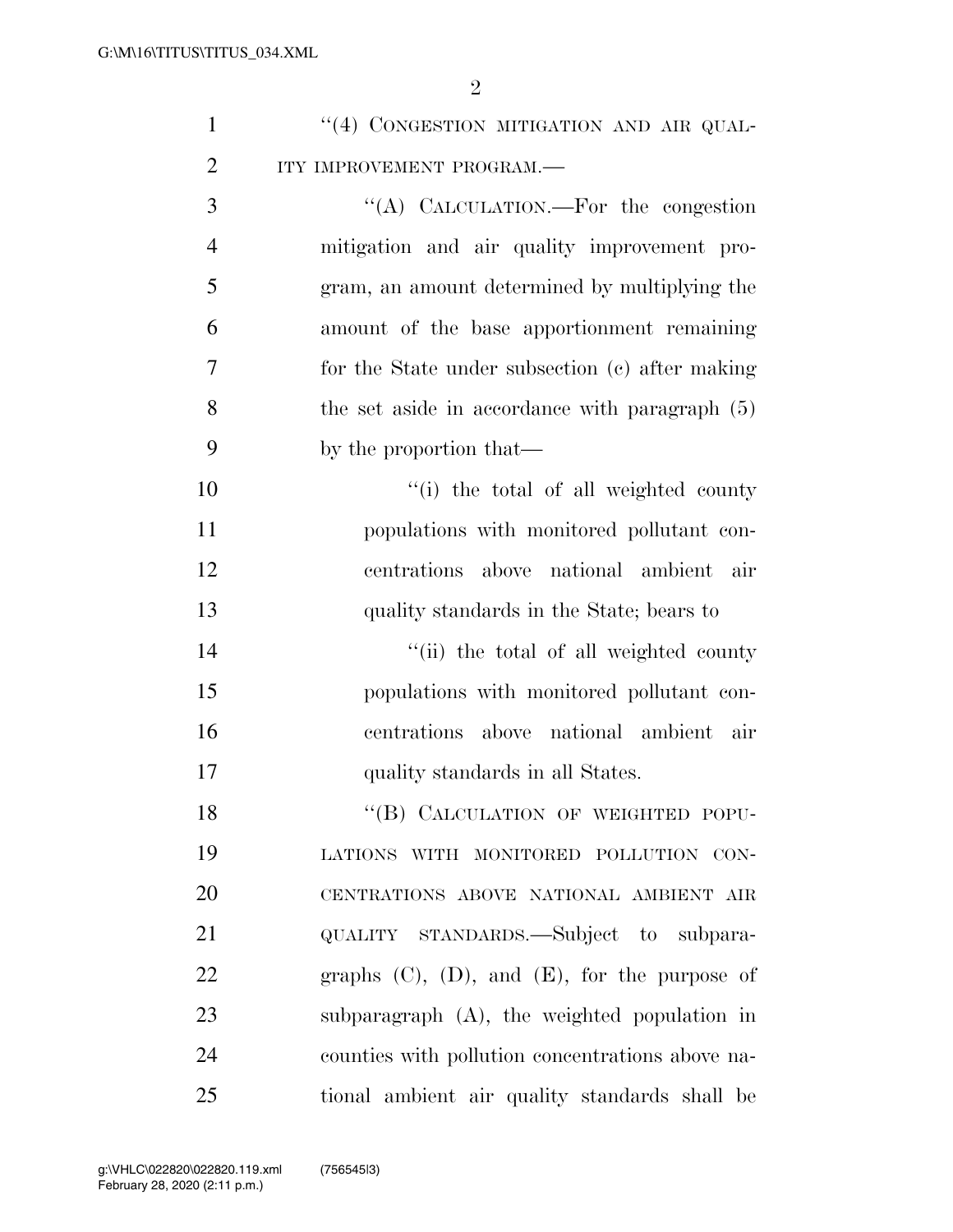"(4) CONGESTION MITIGATION AND AIR QUALITY IMPROVEMENT PROGRAM.—

"(A) CALCULATION.—For the congestion mitigation and air quality improvement program, an amount determined by multiplying the amount of the base apportionment remaining for the State under subsection (c) after making the set aside in accordance with paragraph (5) by the proportion that—

"(i) the total of all weighted county populations with monitored pollutant concentrations above national ambient air quality standards in the State; bears to

"(ii) the total of all weighted county populations with monitored pollutant concentrations above national ambient air quality standards in all States.

"(B) CALCULATION OF WEIGHTED POPULATIONS WITH MONITORED POLLUTION CONCENTRATIONS ABOVE NATIONAL AMBIENT AIR QUALITY STANDARDS.—Subject to subparagraphs (C), (D), and (E), for the purpose of subparagraph (A), the weighted population in counties with pollution concentrations above national ambient air quality standards shall be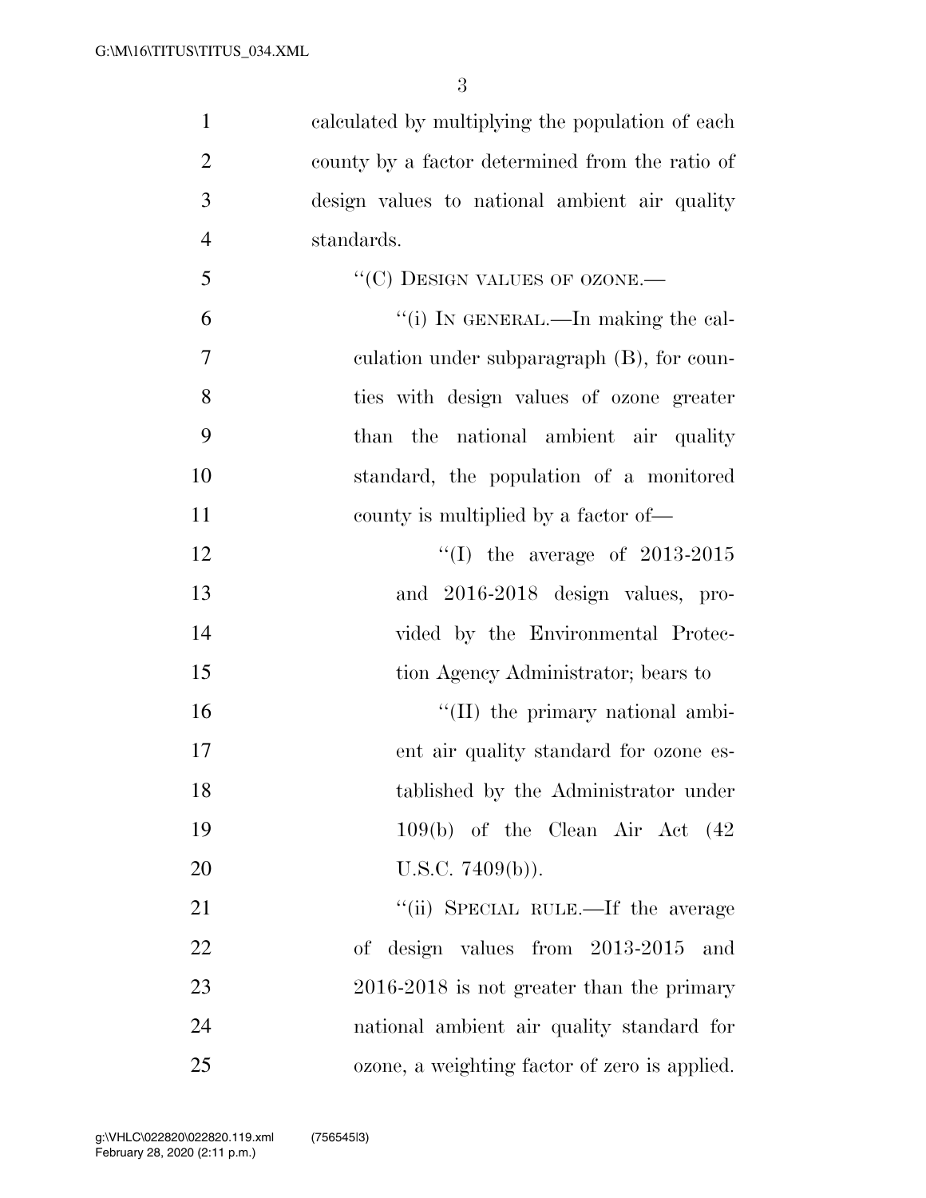calculated by multiplying the population of each county by a factor determined from the ratio of design values to national ambient air quality standards.

"(C) DESIGN VALUES OF OZONE.—

"(i) IN GENERAL.—In making the calculation under subparagraph (B), for counties with design values of ozone greater than the national ambient air quality standard, the population of a monitored county is multiplied by a factor of—

"(I) the average of 2013-2015 and 2016-2018 design values, provided by the Environmental Protection Agency Administrator; bears to

"(II) the primary national ambient air quality standard for ozone established by the Administrator under 109(b) of the Clean Air Act (42 U.S.C. 7409(b)).

"(ii) SPECIAL RULE.—If the average of design values from 2013-2015 and 2016-2018 is not greater than the primary national ambient air quality standard for ozone, a weighting factor of zero is applied.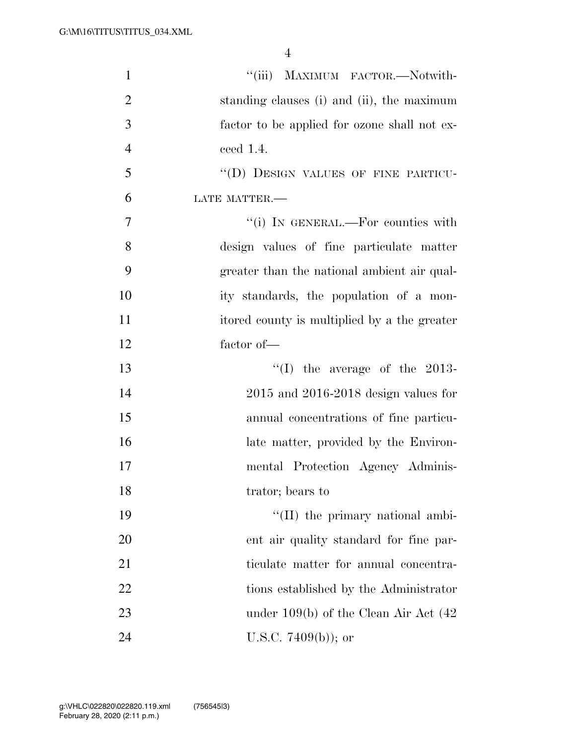"(iii) MAXIMUM FACTOR.—Notwithstanding clauses (i) and (ii), the maximum factor to be applied for ozone shall not exceed 1.4.

"(D) DESIGN VALUES OF FINE PARTICULATE MATTER.—

"(i) IN GENERAL.—For counties with design values of fine particulate matter greater than the national ambient air quality standards, the population of a monitored county is multiplied by a the greater factor of—

"(I) the average of the 2013-2015 and 2016-2018 design values for annual concentrations of fine particulate matter, provided by the Environmental Protection Agency Administrator; bears to

"(II) the primary national ambient air quality standard for fine particulate matter for annual concentrations established by the Administrator under 109(b) of the Clean Air Act (42 U.S.C. 7409(b)); or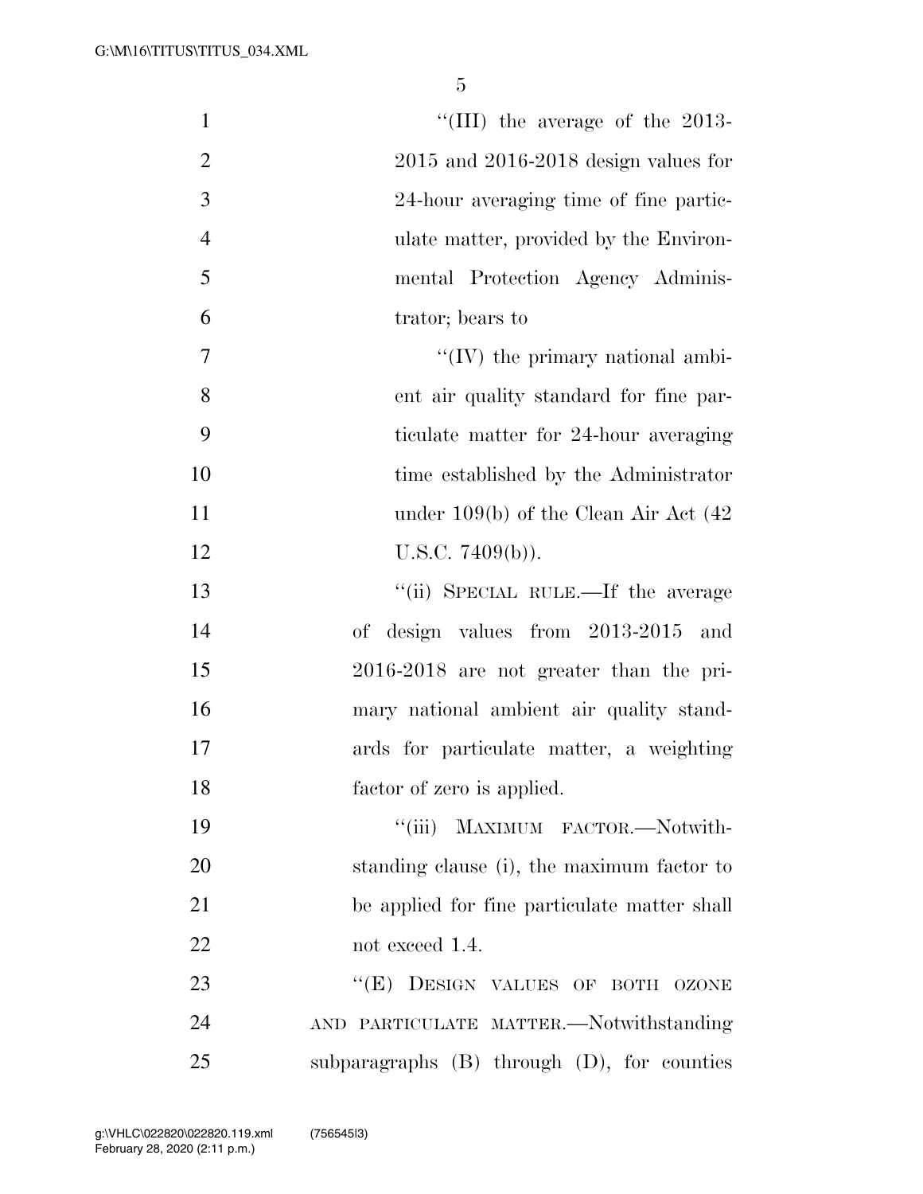"(III) the average of the 2013-2015 and 2016-2018 design values for 24-hour averaging time of fine particulate matter, provided by the Environmental Protection Agency Administrator; bears to

"(IV) the primary national ambient air quality standard for fine particulate matter for 24-hour averaging time established by the Administrator under 109(b) of the Clean Air Act (42 U.S.C. 7409(b)).

"(ii) SPECIAL RULE.—If the average of design values from 2013-2015 and 2016-2018 are not greater than the primary national ambient air quality standards for particulate matter, a weighting factor of zero is applied.

"(iii) MAXIMUM FACTOR.—Notwithstanding clause (i), the maximum factor to be applied for fine particulate matter shall not exceed 1.4.

"(E) DESIGN VALUES OF BOTH OZONE AND PARTICULATE MATTER.—Notwithstanding subparagraphs (B) through (D), for counties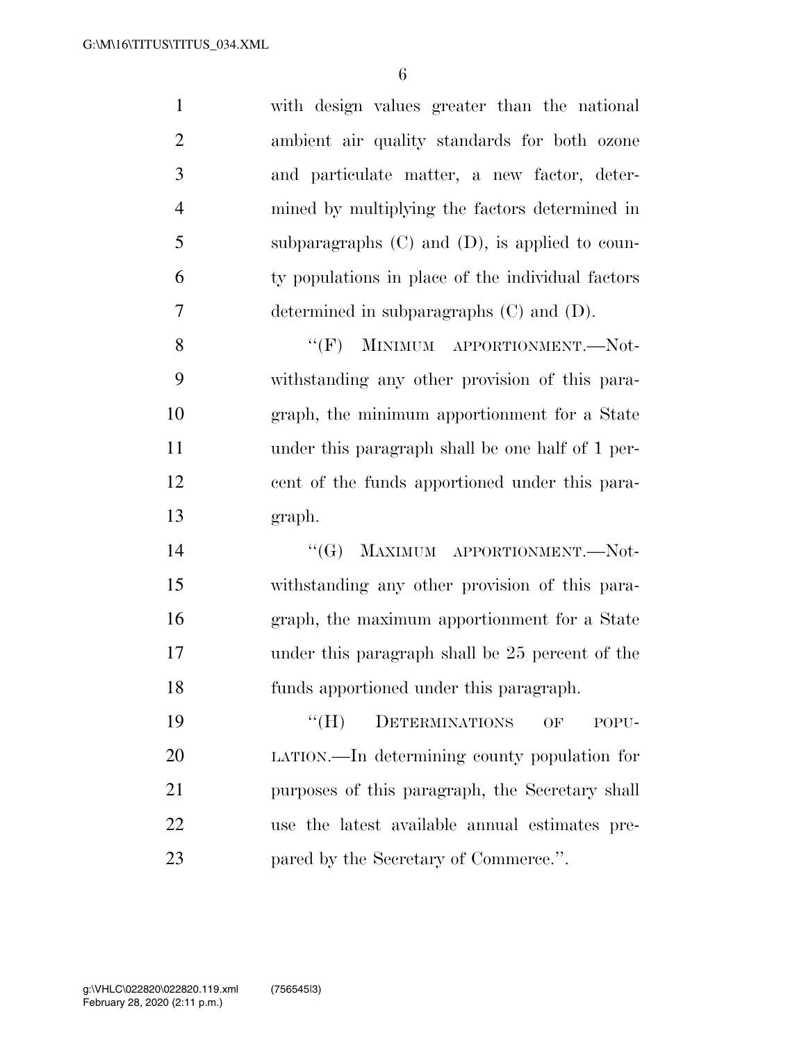with design values greater than the national ambient air quality standards for both ozone and particulate matter, a new factor, determined by multiplying the factors determined in subparagraphs (C) and (D), is applied to county populations in place of the individual factors determined in subparagraphs (C) and (D).

''(F) MINIMUM APPORTIONMENT.—Notwithstanding any other provision of this paragraph, the minimum apportionment for a State under this paragraph shall be one half of 1 percent of the funds apportioned under this paragraph.

''(G) MAXIMUM APPORTIONMENT.—Notwithstanding any other provision of this paragraph, the maximum apportionment for a State under this paragraph shall be 25 percent of the funds apportioned under this paragraph.

''(H) DETERMINATIONS OF POPULATION.—In determining county population for purposes of this paragraph, the Secretary shall use the latest available annual estimates prepared by the Secretary of Commerce.''.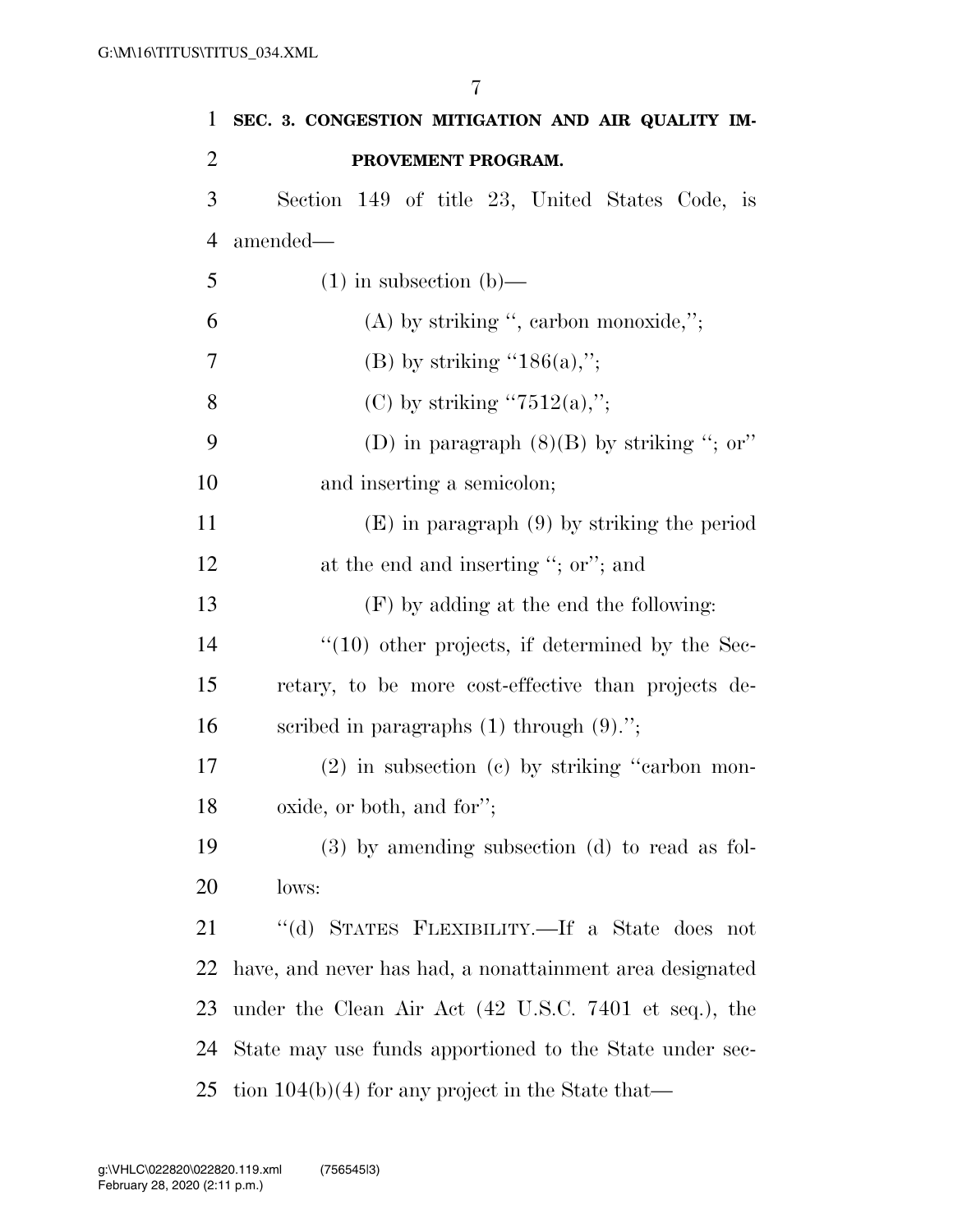**SEC. 3. CONGESTION MITIGATION AND AIR QUALITY IMPROVEMENT PROGRAM.**

Section 149 of title 23, United States Code, is amended—

(1) in subsection (b)—

(A) by striking ", carbon monoxide,";

(B) by striking "186(a),";

(C) by striking "7512(a),";

(D) in paragraph (8)(B) by striking "; or" and inserting a semicolon;

(E) in paragraph (9) by striking the period at the end and inserting "; or"; and

(F) by adding at the end the following:

"(10) other projects, if determined by the Secretary, to be more cost-effective than projects described in paragraphs (1) through (9).";

(2) in subsection (c) by striking "carbon monoxide, or both, and for";

(3) by amending subsection (d) to read as follows:

"(d) STATES FLEXIBILITY.—If a State does not have, and never has had, a nonattainment area designated under the Clean Air Act (42 U.S.C. 7401 et seq.), the State may use funds apportioned to the State under section 104(b)(4) for any project in the State that—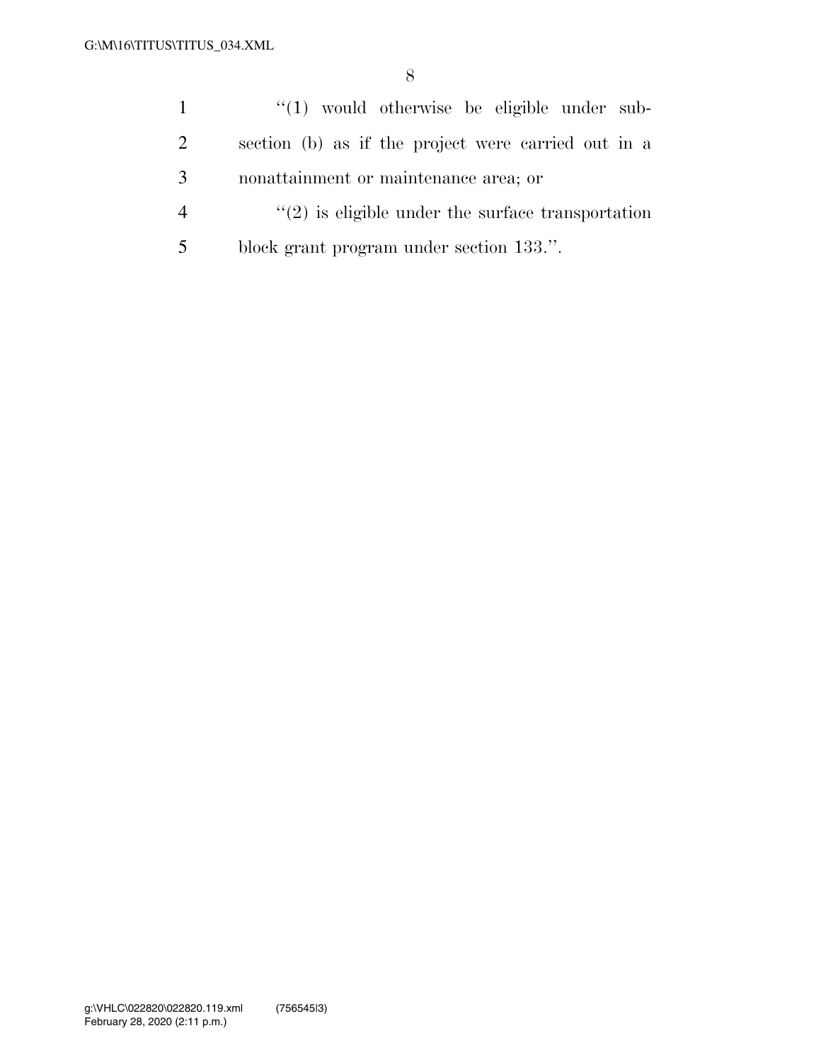"(1) would otherwise be eligible under subsection (b) as if the project were carried out in a nonattainment or maintenance area; or

"(2) is eligible under the surface transportation block grant program under section 133.".